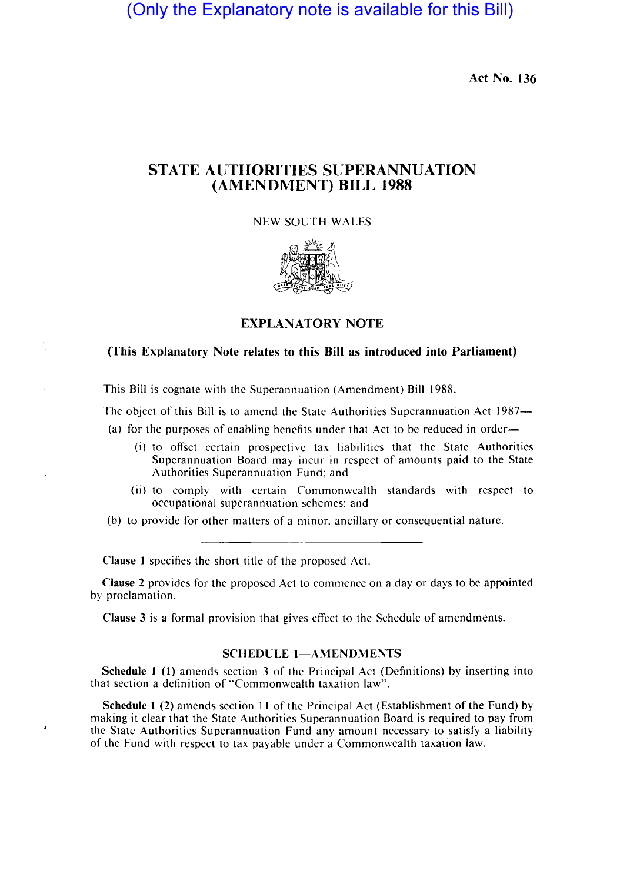(Only the Explanatory note is available for this Bill)

Act No. 136

# STATE AUTHORITIES SUPERANNUATION (AMENDMENT) BILL 1988

NEW SOUTH WALES

## EXPLANATORY NOTE

**(This Explanatory Note relates to this Bill as introduced into Parliament)**

This Bill is cognate with the Superannuation (Amendment) Bill 1988.

The object of this Bill is to amend the State Authorities Superannuation Act 1987—

(a) for the purposes of enabling benefits under that Act to be reduced in order—

   (i) to offset certain prospective tax liabilities that the State Authorities Superannuation Board may incur in respect of amounts paid to the State Authorities Superannuation Fund; and

   (ii) to comply with certain Commonwealth standards with respect to occupational superannuation schemes; and

(b) to provide for other matters of a minor, ancillary or consequential nature.

---

**Clause 1** specifies the short title of the proposed Act.

**Clause 2** provides for the proposed Act to commence on a day or days to be appointed by proclamation.

**Clause 3** is a formal provision that gives effect to the Schedule of amendments.

### SCHEDULE 1—AMENDMENTS

**Schedule 1 (1)** amends section 3 of the Principal Act (Definitions) by inserting into that section a definition of "Commonwealth taxation law".

**Schedule 1 (2)** amends section 11 of the Principal Act (Establishment of the Fund) by making it clear that the State Authorities Superannuation Board is required to pay from the State Authorities Superannuation Fund any amount necessary to satisfy a liability of the Fund with respect to tax payable under a Commonwealth taxation law.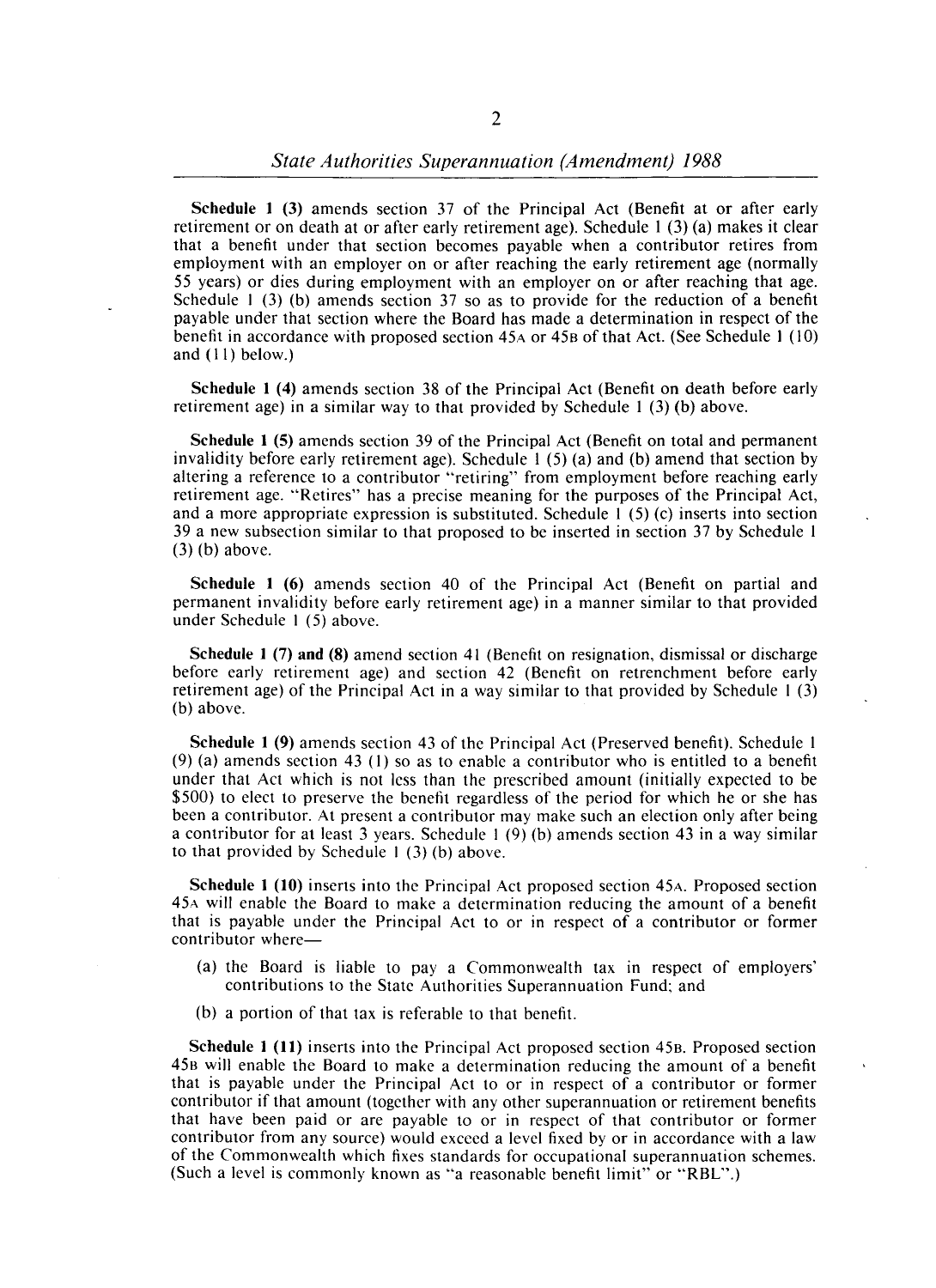**Schedule 1 (3)** amends section 37 of the Principal Act (Benefit at or after early retirement or on death at or after early retirement age). Schedule 1 (3) (a) makes it clear that a benefit under that section becomes payable when a contributor retires from employment with an employer on or after reaching the early retirement age (normally 55 years) or dies during employment with an employer on or after reaching that age. Schedule 1 (3) (b) amends section 37 so as to provide for the reduction of a benefit payable under that section where the Board has made a determination in respect of the benefit in accordance with proposed section 45A or 45B of that Act. (See Schedule 1 (10) and (11) below.)

**Schedule 1 (4)** amends section 38 of the Principal Act (Benefit on death before early retirement age) in a similar way to that provided by Schedule 1 (3) (b) above.

**Schedule 1 (5)** amends section 39 of the Principal Act (Benefit on total and permanent invalidity before early retirement age). Schedule 1 (5) (a) and (b) amend that section by altering a reference to a contributor "retiring" from employment before reaching early retirement age. "Retires" has a precise meaning for the purposes of the Principal Act, and a more appropriate expression is substituted. Schedule 1 (5) (c) inserts into section 39 a new subsection similar to that proposed to be inserted in section 37 by Schedule 1 (3) (b) above.

**Schedule 1 (6)** amends section 40 of the Principal Act (Benefit on partial and permanent invalidity before early retirement age) in a manner similar to that provided under Schedule 1 (5) above.

**Schedule 1 (7) and (8)** amend section 41 (Benefit on resignation, dismissal or discharge before early retirement age) and section 42 (Benefit on retrenchment before early retirement age) of the Principal Act in a way similar to that provided by Schedule 1 (3) (b) above.

**Schedule 1 (9)** amends section 43 of the Principal Act (Preserved benefit). Schedule 1 (9) (a) amends section 43 (1) so as to enable a contributor who is entitled to a benefit under that Act which is not less than the prescribed amount (initially expected to be $500) to elect to preserve the benefit regardless of the period for which he or she has been a contributor. At present a contributor may make such an election only after being a contributor for at least 3 years. Schedule 1 (9) (b) amends section 43 in a way similar to that provided by Schedule 1 (3) (b) above.

**Schedule 1 (10)** inserts into the Principal Act proposed section 45A. Proposed section 45A will enable the Board to make a determination reducing the amount of a benefit that is payable under the Principal Act to or in respect of a contributor or former contributor where—

(a) the Board is liable to pay a Commonwealth tax in respect of employers' contributions to the State Authorities Superannuation Fund; and

(b) a portion of that tax is referable to that benefit.

**Schedule 1 (11)** inserts into the Principal Act proposed section 45B. Proposed section 45B will enable the Board to make a determination reducing the amount of a benefit that is payable under the Principal Act to or in respect of a contributor or former contributor if that amount (together with any other superannuation or retirement benefits that have been paid or are payable to or in respect of that contributor or former contributor from any source) would exceed a level fixed by or in accordance with a law of the Commonwealth which fixes standards for occupational superannuation schemes. (Such a level is commonly known as "a reasonable benefit limit" or "RBL".)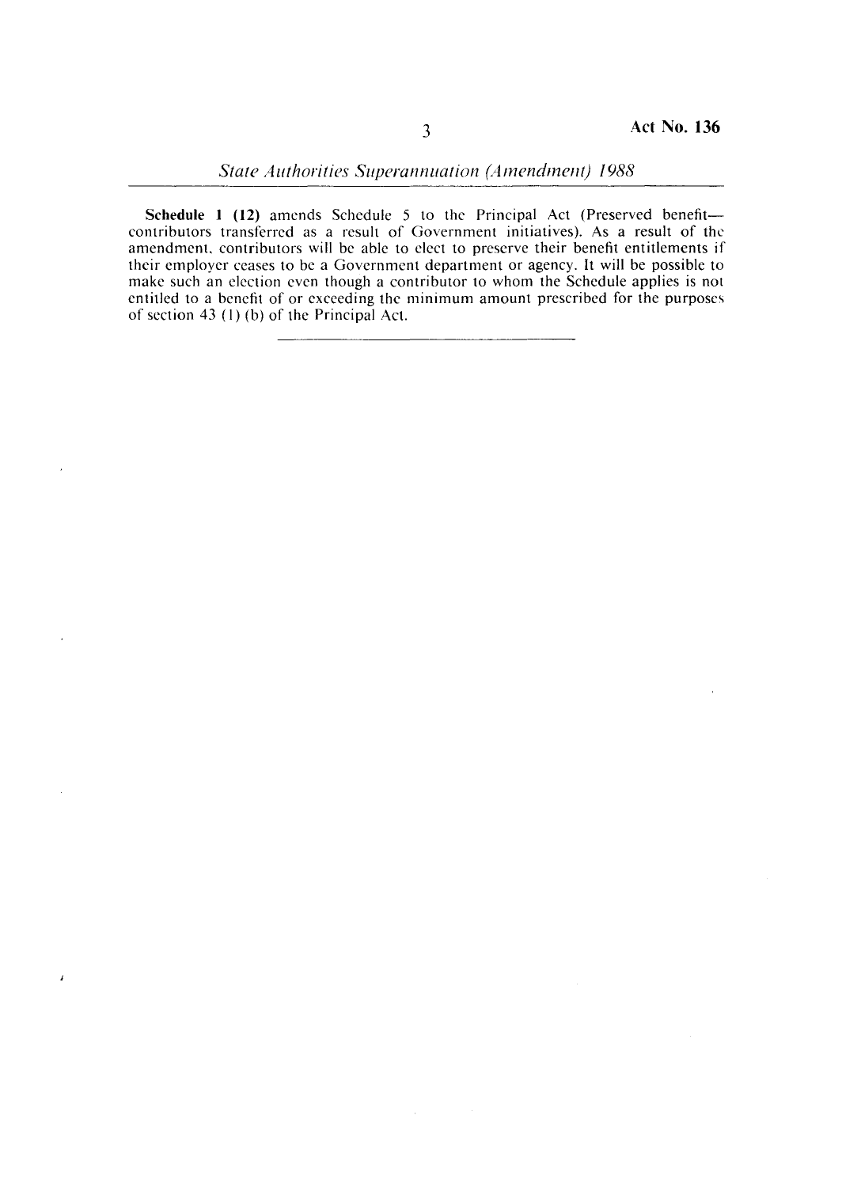**Schedule 1 (12)** amends Schedule 5 to the Principal Act (Preserved benefit—contributors transferred as a result of Government initiatives). As a result of the amendment, contributors will be able to elect to preserve their benefit entitlements if their employer ceases to be a Government department or agency. It will be possible to make such an election even though a contributor to whom the Schedule applies is not entitled to a benefit of or exceeding the minimum amount prescribed for the purposes of section 43 (1) (b) of the Principal Act.